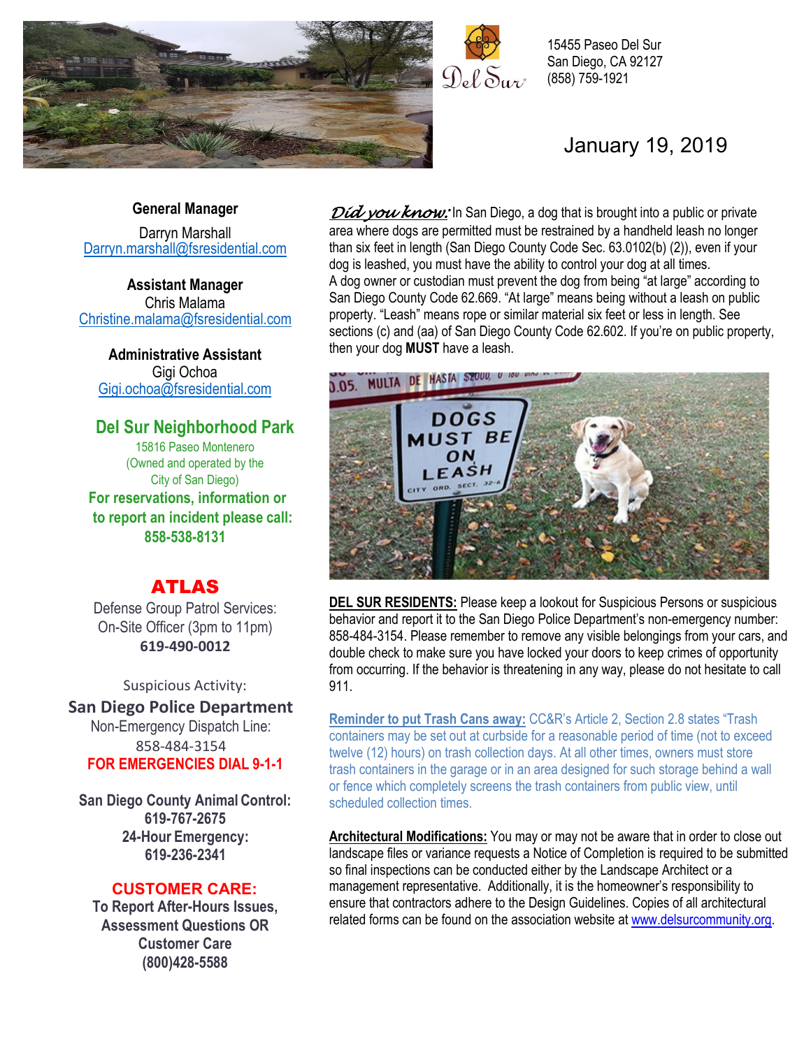Del Sur

15455 Paseo Del Sur
San Diego, CA 92127
(858) 759-1921

January 19, 2019

**General Manager**
Darryn Marshall
Darryn.marshall@fsresidential.com

**Assistant Manager**
Chris Malama
Christine.malama@fsresidential.com

**Administrative Assistant**
Gigi Ochoa
Gigi.ochoa@fsresidential.com

## Del Sur Neighborhood Park

15816 Paseo Montenero
(Owned and operated by the City of San Diego)

**For reservations, information or to report an incident please call: 858-538-8131**

## ATLAS

Defense Group Patrol Services:
On-Site Officer (3pm to 11pm)
**619-490-0012**

Suspicious Activity:
**San Diego Police Department**
Non-Emergency Dispatch Line:
858-484-3154
**FOR EMERGENCIES DIAL 9-1-1**

**San Diego County Animal Control: 619-767-2675**
**24-Hour Emergency: 619-236-2341**

**CUSTOMER CARE:**
**To Report After-Hours Issues, Assessment Questions OR Customer Care (800)428-5588**

***Did you know:*** In San Diego, a dog that is brought into a public or private area where dogs are permitted must be restrained by a handheld leash no longer than six feet in length (San Diego County Code Sec. 63.0102(b) (2)), even if your dog is leashed, you must have the ability to control your dog at all times.
A dog owner or custodian must prevent the dog from being "at large" according to San Diego County Code 62.669. "At large" means being without a leash on public property. "Leash" means rope or similar material six feet or less in length. See sections (c) and (aa) of San Diego County Code 62.602. If you're on public property, then your dog **MUST** have a leash.

**DEL SUR RESIDENTS:** Please keep a lookout for Suspicious Persons or suspicious behavior and report it to the San Diego Police Department's non-emergency number: 858-484-3154. Please remember to remove any visible belongings from your cars, and double check to make sure you have locked your doors to keep crimes of opportunity from occurring. If the behavior is threatening in any way, please do not hesitate to call 911.

**Reminder to put Trash Cans away:** CC&R's Article 2, Section 2.8 states "Trash containers may be set out at curbside for a reasonable period of time (not to exceed twelve (12) hours) on trash collection days. At all other times, owners must store trash containers in the garage or in an area designed for such storage behind a wall or fence which completely screens the trash containers from public view, until scheduled collection times.

**Architectural Modifications:** You may or may not be aware that in order to close out landscape files or variance requests a Notice of Completion is required to be submitted so final inspections can be conducted either by the Landscape Architect or a management representative. Additionally, it is the homeowner's responsibility to ensure that contractors adhere to the Design Guidelines. Copies of all architectural related forms can be found on the association website at www.delsurcommunity.org.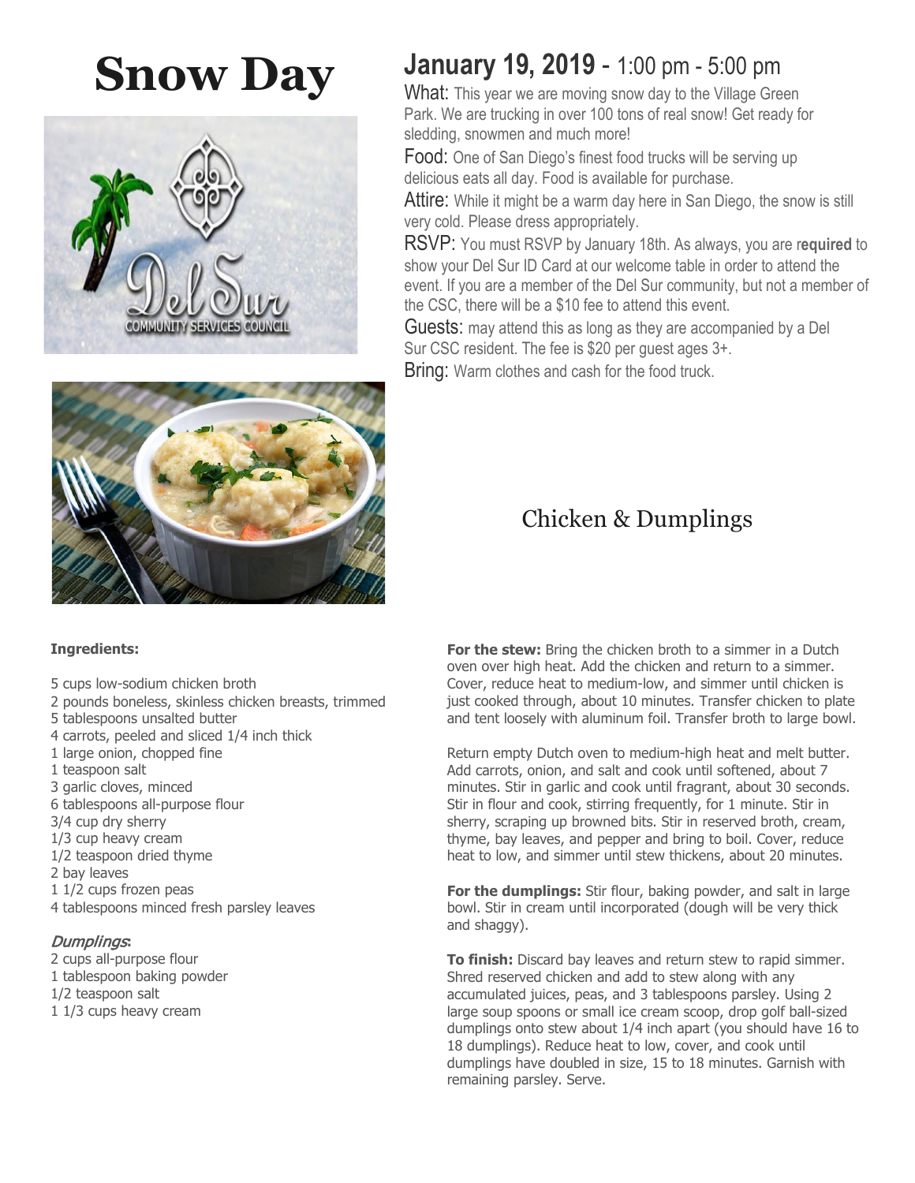# Snow Day

## January 19, 2019 - 1:00 pm - 5:00 pm

What: This year we are moving snow day to the Village Green Park. We are trucking in over 100 tons of real snow! Get ready for sledding, snowmen and much more!

Food: One of San Diego's finest food trucks will be serving up delicious eats all day. Food is available for purchase.

Attire: While it might be a warm day here in San Diego, the snow is still very cold. Please dress appropriately.

RSVP: You must RSVP by January 18th. As always, you are r**equired** to show your Del Sur ID Card at our welcome table in order to attend the event. If you are a member of the Del Sur community, but not a member of the CSC, there will be a $10 fee to attend this event.

Guests: may attend this as long as they are accompanied by a Del Sur CSC resident. The fee is $20 per guest ages 3+.

Bring: Warm clothes and cash for the food truck.

## Chicken & Dumplings

**Ingredients:**

5 cups low-sodium chicken broth
2 pounds boneless, skinless chicken breasts, trimmed
5 tablespoons unsalted butter
4 carrots, peeled and sliced 1/4 inch thick
1 large onion, chopped fine
1 teaspoon salt
3 garlic cloves, minced
6 tablespoons all-purpose flour
3/4 cup dry sherry
1/3 cup heavy cream
1/2 teaspoon dried thyme
2 bay leaves
1 1/2 cups frozen peas
4 tablespoons minced fresh parsley leaves

*Dumplings*:
2 cups all-purpose flour
1 tablespoon baking powder
1/2 teaspoon salt
1 1/3 cups heavy cream

**For the stew:** Bring the chicken broth to a simmer in a Dutch oven over high heat. Add the chicken and return to a simmer. Cover, reduce heat to medium-low, and simmer until chicken is just cooked through, about 10 minutes. Transfer chicken to plate and tent loosely with aluminum foil. Transfer broth to large bowl.

Return empty Dutch oven to medium-high heat and melt butter. Add carrots, onion, and salt and cook until softened, about 7 minutes. Stir in garlic and cook until fragrant, about 30 seconds. Stir in flour and cook, stirring frequently, for 1 minute. Stir in sherry, scraping up browned bits. Stir in reserved broth, cream, thyme, bay leaves, and pepper and bring to boil. Cover, reduce heat to low, and simmer until stew thickens, about 20 minutes.

**For the dumplings:** Stir flour, baking powder, and salt in large bowl. Stir in cream until incorporated (dough will be very thick and shaggy).

**To finish:** Discard bay leaves and return stew to rapid simmer. Shred reserved chicken and add to stew along with any accumulated juices, peas, and 3 tablespoons parsley. Using 2 large soup spoons or small ice cream scoop, drop golf ball-sized dumplings onto stew about 1/4 inch apart (you should have 16 to 18 dumplings). Reduce heat to low, cover, and cook until dumplings have doubled in size, 15 to 18 minutes. Garnish with remaining parsley. Serve.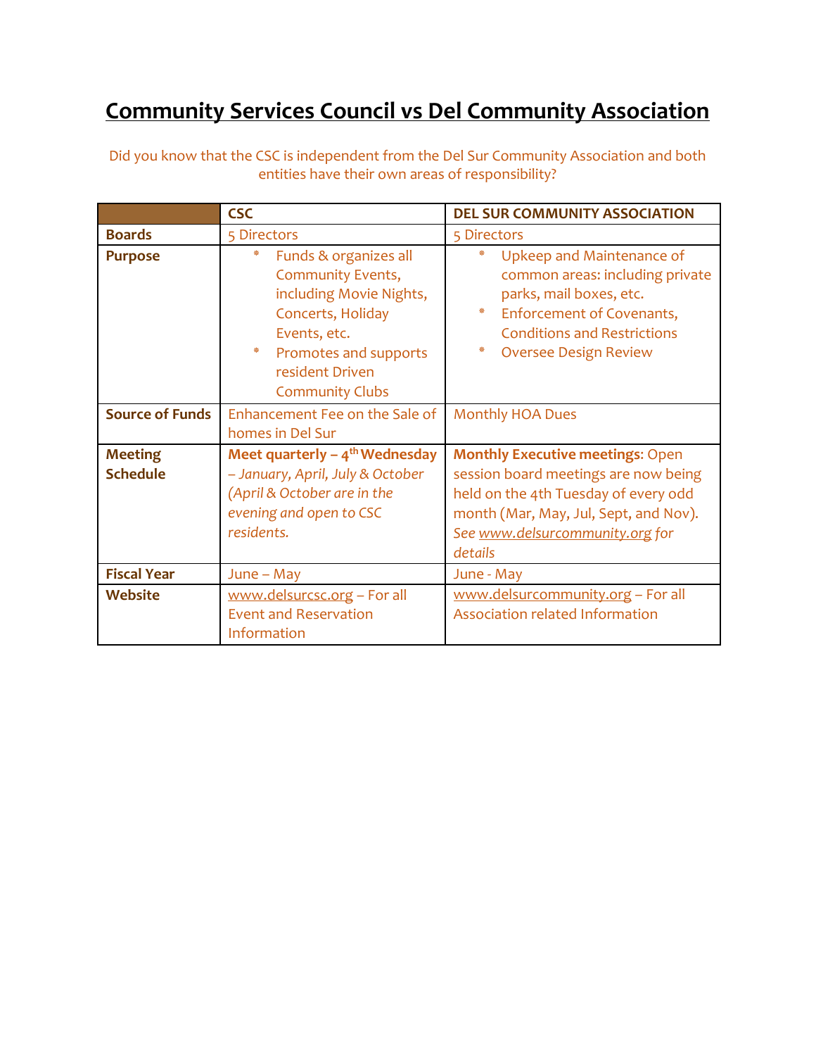# Community Services Council vs Del Community Association

Did you know that the CSC is independent from the Del Sur Community Association and both entities have their own areas of responsibility?

| | CSC | DEL SUR COMMUNITY ASSOCIATION |
|---|---|---|
| **Boards** | 5 Directors | 5 Directors |
| **Purpose** | * Funds & organizes all Community Events, including Movie Nights, Concerts, Holiday Events, etc.<br>* Promotes and supports resident Driven Community Clubs | * Upkeep and Maintenance of common areas: including private parks, mail boxes, etc.<br>* Enforcement of Covenants, Conditions and Restrictions<br>* Oversee Design Review |
| **Source of Funds** | Enhancement Fee on the Sale of homes in Del Sur | Monthly HOA Dues |
| **Meeting Schedule** | **Meet quarterly – 4th Wednesday** *– January, April, July & October (April & October are in the evening and open to CSC residents.* | **Monthly Executive meetings**: Open session board meetings are now being held on the 4th Tuesday of every odd month (Mar, May, Jul, Sept, and Nov). *See www.delsurcommunity.org for details* |
| **Fiscal Year** | June – May | June - May |
| **Website** | www.delsurcsc.org – For all Event and Reservation Information | www.delsurcommunity.org – For all Association related Information |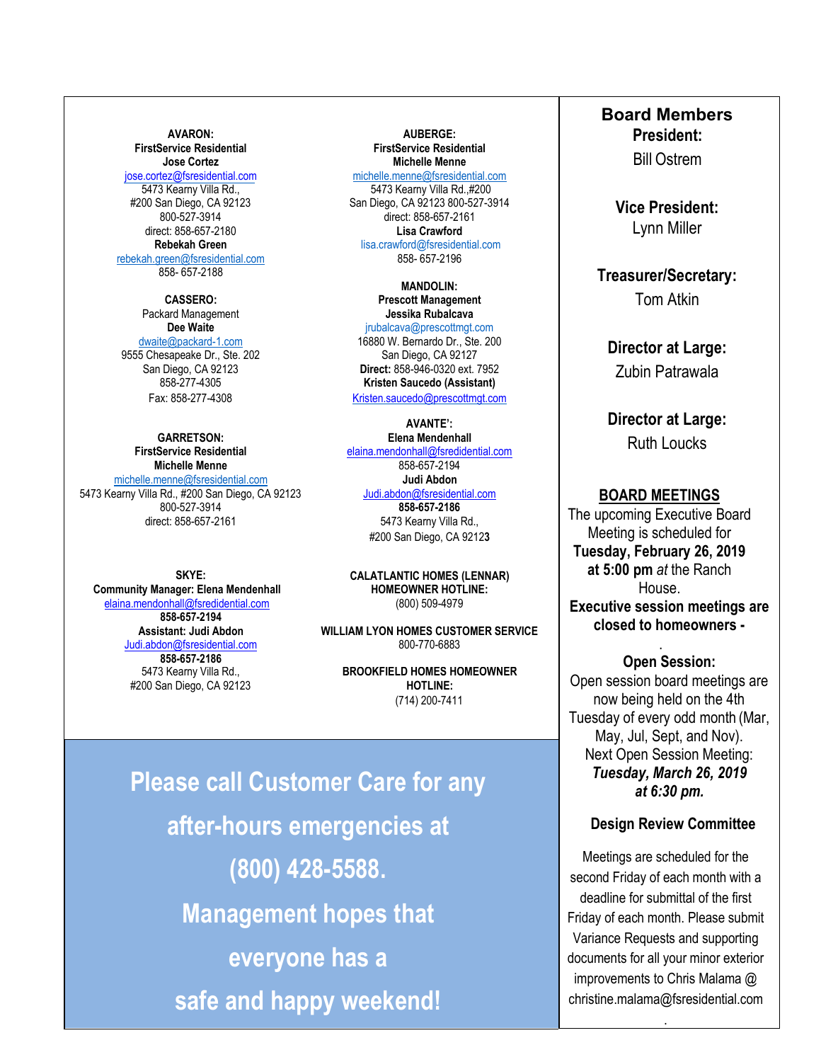**AVARON:**
**FirstService Residential**
**Jose Cortez**
jose.cortez@fsresidential.com
5473 Kearny Villa Rd.,
#200 San Diego, CA 92123
800-527-3914
direct: 858-657-2180
**Rebekah Green**
rebekah.green@fsresidential.com
858- 657-2188

**CASSERO:**
Packard Management
**Dee Waite**
dwaite@packard-1.com
9555 Chesapeake Dr., Ste. 202
San Diego, CA 92123
858-277-4305
Fax: 858-277-4308

**GARRETSON:**
**FirstService Residential**
**Michelle Menne**
michelle.menne@fsresidential.com
5473 Kearny Villa Rd., #200 San Diego, CA 92123
800-527-3914
direct: 858-657-2161

**SKYE:**
**Community Manager: Elena Mendenhall**
elaina.mendonhall@fsredidential.com
**858-657-2194**
**Assistant: Judi Abdon**
Judi.abdon@fsresidential.com
**858-657-2186**
5473 Kearny Villa Rd.,
#200 San Diego, CA 92123

**AUBERGE:**
**FirstService Residential**
**Michelle Menne**
michelle.menne@fsresidential.com
5473 Kearny Villa Rd.,#200
San Diego, CA 92123 800-527-3914
direct: 858-657-2161
**Lisa Crawford**
lisa.crawford@fsresidential.com
858- 657-2196

**MANDOLIN:**
**Prescott Management**
**Jessika Rubalcava**
jrubalcava@prescottmgt.com
16880 W. Bernardo Dr., Ste. 200
San Diego, CA 92127
**Direct:** 858-946-0320 ext. 7952
**Kristen Saucedo (Assistant)**
Kristen.saucedo@prescottmgt.com

**AVANTE':**
**Elena Mendenhall**
elaina.mendonhall@fsredidential.com
858-657-2194
**Judi Abdon**
Judi.abdon@fsresidential.com
**858-657-2186**
5473 Kearny Villa Rd.,
#200 San Diego, CA 92123

**CALATLANTIC HOMES (LENNAR) HOMEOWNER HOTLINE:**
(800) 509-4979

**WILLIAM LYON HOMES CUSTOMER SERVICE**
800-770-6883

**BROOKFIELD HOMES HOMEOWNER HOTLINE:**
(714) 200-7411

**Please call Customer Care for any after-hours emergencies at (800) 428-5588. Management hopes that everyone has a safe and happy weekend!**

## Board Members

**President:**
Bill Ostrem

**Vice President:**
Lynn Miller

**Treasurer/Secretary:**
Tom Atkin

**Director at Large:**
Zubin Patrawala

**Director at Large:**
Ruth Loucks

## BOARD MEETINGS

The upcoming Executive Board Meeting is scheduled for **Tuesday, February 26, 2019 at 5:00 pm** *at* the Ranch House.
**Executive session meetings are closed to homeowners -**

**Open Session:**
Open session board meetings are now being held on the 4th Tuesday of every odd month (Mar, May, Jul, Sept, and Nov).
Next Open Session Meeting:
***Tuesday, March 26, 2019 at 6:30 pm.***

**Design Review Committee**

Meetings are scheduled for the second Friday of each month with a deadline for submittal of the first Friday of each month. Please submit Variance Requests and supporting documents for all your minor exterior improvements to Chris Malama @ christine.malama@fsresidential.com